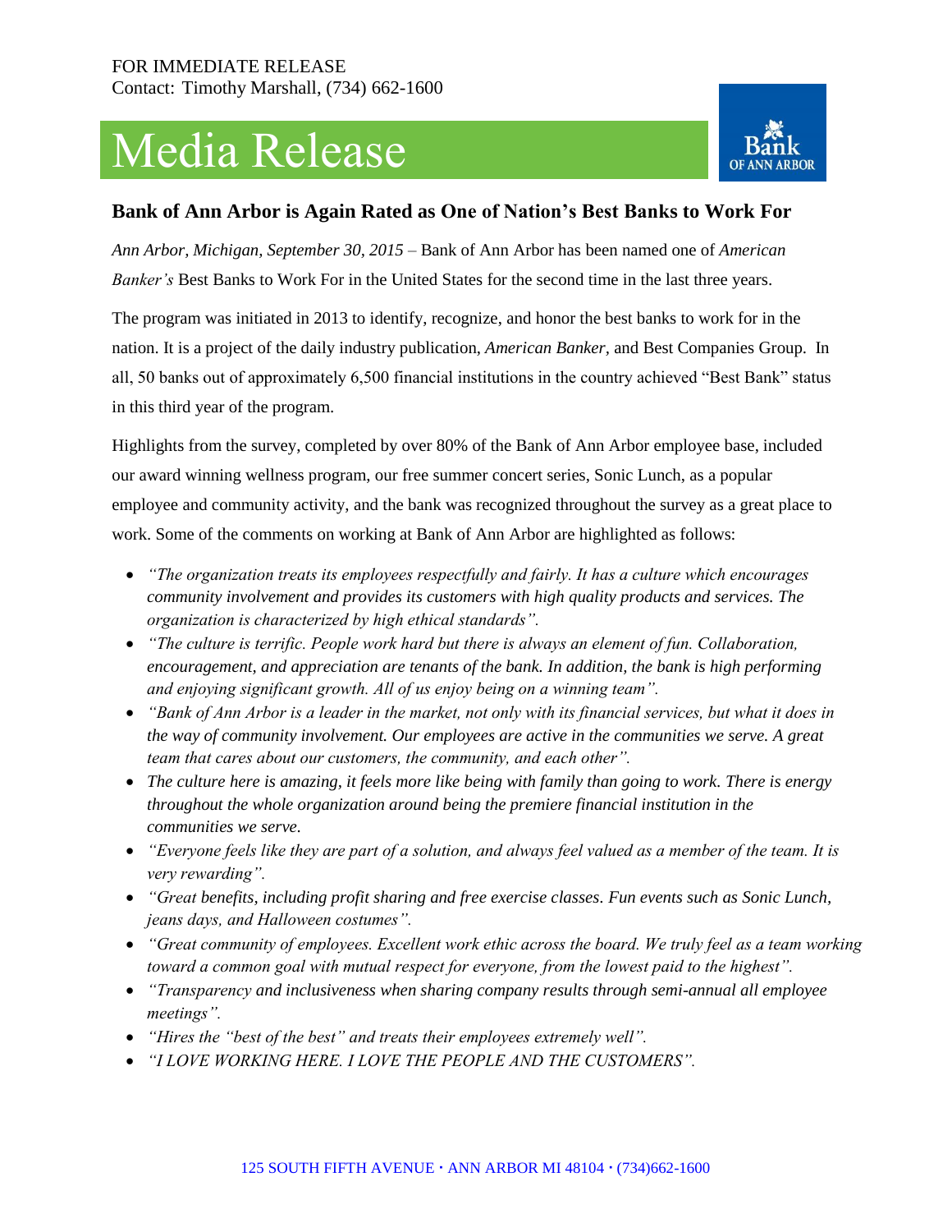FOR IMMEDIATE RELEASE
Contact: Timothy Marshall, (734) 662-1600

# Media Release

## Bank of Ann Arbor is Again Rated as One of Nation's Best Banks to Work For

*Ann Arbor, Michigan, September 30, 2015* – Bank of Ann Arbor has been named one of *American Banker's* Best Banks to Work For in the United States for the second time in the last three years.

The program was initiated in 2013 to identify, recognize, and honor the best banks to work for in the nation. It is a project of the daily industry publication, *American Banker,* and Best Companies Group. In all, 50 banks out of approximately 6,500 financial institutions in the country achieved "Best Bank" status in this third year of the program.

Highlights from the survey, completed by over 80% of the Bank of Ann Arbor employee base, included our award winning wellness program, our free summer concert series, Sonic Lunch, as a popular employee and community activity, and the bank was recognized throughout the survey as a great place to work. Some of the comments on working at Bank of Ann Arbor are highlighted as follows:

- *"The organization treats its employees respectfully and fairly. It has a culture which encourages community involvement and provides its customers with high quality products and services. The organization is characterized by high ethical standards".*
- *"The culture is terrific. People work hard but there is always an element of fun. Collaboration, encouragement, and appreciation are tenants of the bank. In addition, the bank is high performing and enjoying significant growth. All of us enjoy being on a winning team".*
- *"Bank of Ann Arbor is a leader in the market, not only with its financial services, but what it does in the way of community involvement. Our employees are active in the communities we serve. A great team that cares about our customers, the community, and each other".*
- *The culture here is amazing, it feels more like being with family than going to work. There is energy throughout the whole organization around being the premiere financial institution in the communities we serve.*
- *"Everyone feels like they are part of a solution, and always feel valued as a member of the team. It is very rewarding".*
- *"Great benefits, including profit sharing and free exercise classes. Fun events such as Sonic Lunch, jeans days, and Halloween costumes".*
- *"Great community of employees. Excellent work ethic across the board. We truly feel as a team working toward a common goal with mutual respect for everyone, from the lowest paid to the highest".*
- *"Transparency and inclusiveness when sharing company results through semi-annual all employee meetings".*
- *"Hires the "best of the best" and treats their employees extremely well".*
- *"I LOVE WORKING HERE. I LOVE THE PEOPLE AND THE CUSTOMERS".*

125 SOUTH FIFTH AVENUE • ANN ARBOR MI 48104 • (734)662-1600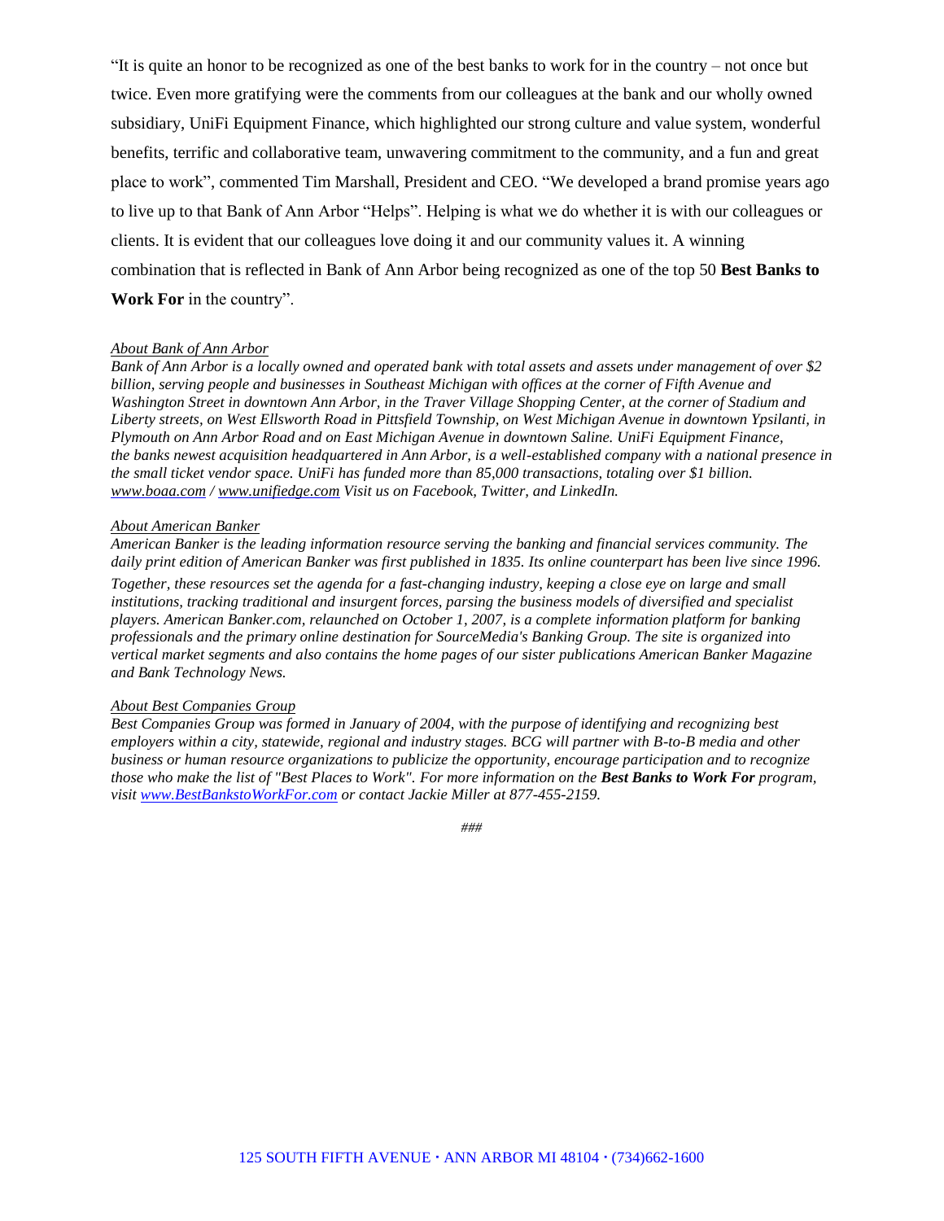"It is quite an honor to be recognized as one of the best banks to work for in the country – not once but twice. Even more gratifying were the comments from our colleagues at the bank and our wholly owned subsidiary, UniFi Equipment Finance, which highlighted our strong culture and value system, wonderful benefits, terrific and collaborative team, unwavering commitment to the community, and a fun and great place to work", commented Tim Marshall, President and CEO. "We developed a brand promise years ago to live up to that Bank of Ann Arbor "Helps". Helping is what we do whether it is with our colleagues or clients. It is evident that our colleagues love doing it and our community values it. A winning combination that is reflected in Bank of Ann Arbor being recognized as one of the top 50 **Best Banks to Work For** in the country".

*About Bank of Ann Arbor*

*Bank of Ann Arbor is a locally owned and operated bank with total assets and assets under management of over $2 billion, serving people and businesses in Southeast Michigan with offices at the corner of Fifth Avenue and Washington Street in downtown Ann Arbor, in the Traver Village Shopping Center, at the corner of Stadium and Liberty streets, on West Ellsworth Road in Pittsfield Township, on West Michigan Avenue in downtown Ypsilanti, in Plymouth on Ann Arbor Road and on East Michigan Avenue in downtown Saline. UniFi Equipment Finance, the banks newest acquisition headquartered in Ann Arbor, is a well-established company with a national presence in the small ticket vendor space. UniFi has funded more than 85,000 transactions, totaling over $1 billion. www.boaa.com / www.unifiedge.com Visit us on Facebook, Twitter, and LinkedIn.*

*About American Banker*

*American Banker is the leading information resource serving the banking and financial services community. The daily print edition of American Banker was first published in 1835. Its online counterpart has been live since 1996. Together, these resources set the agenda for a fast-changing industry, keeping a close eye on large and small institutions, tracking traditional and insurgent forces, parsing the business models of diversified and specialist players. American Banker.com, relaunched on October 1, 2007, is a complete information platform for banking professionals and the primary online destination for SourceMedia's Banking Group. The site is organized into vertical market segments and also contains the home pages of our sister publications American Banker Magazine and Bank Technology News.*

*About Best Companies Group*

*Best Companies Group was formed in January of 2004, with the purpose of identifying and recognizing best employers within a city, statewide, regional and industry stages. BCG will partner with B-to-B media and other business or human resource organizations to publicize the opportunity, encourage participation and to recognize those who make the list of "Best Places to Work". For more information on the **Best Banks to Work For** program, visit www.BestBankstoWorkFor.com or contact Jackie Miller at 877-455-2159.*

###

125 SOUTH FIFTH AVENUE · ANN ARBOR MI 48104 · (734)662-1600